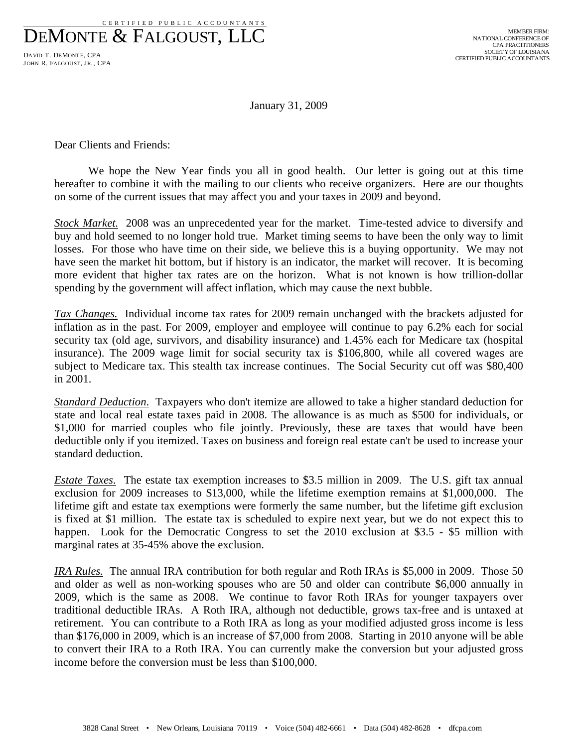CERTIFIED PUBLIC ACCOUNTANTS

# DEMONTE & FALGOUST, LLC

DAVID T. DEMONTE, CPA
JOHN R. FALGOUST, JR., CPA

MEMBER FIRM:
NATIONAL CONFERENCE OF
CPA PRACTITIONERS
SOCIETY OF LOUISIANA
CERTIFIED PUBLIC ACCOUNTANTS

January 31, 2009

Dear Clients and Friends:

We hope the New Year finds you all in good health. Our letter is going out at this time hereafter to combine it with the mailing to our clients who receive organizers. Here are our thoughts on some of the current issues that may affect you and your taxes in 2009 and beyond.

*Stock Market.* 2008 was an unprecedented year for the market. Time-tested advice to diversify and buy and hold seemed to no longer hold true. Market timing seems to have been the only way to limit losses. For those who have time on their side, we believe this is a buying opportunity. We may not have seen the market hit bottom, but if history is an indicator, the market will recover. It is becoming more evident that higher tax rates are on the horizon. What is not known is how trillion-dollar spending by the government will affect inflation, which may cause the next bubble.

*Tax Changes.* Individual income tax rates for 2009 remain unchanged with the brackets adjusted for inflation as in the past. For 2009, employer and employee will continue to pay 6.2% each for social security tax (old age, survivors, and disability insurance) and 1.45% each for Medicare tax (hospital insurance). The 2009 wage limit for social security tax is $106,800, while all covered wages are subject to Medicare tax. This stealth tax increase continues. The Social Security cut off was $80,400 in 2001.

*Standard Deduction.* Taxpayers who don't itemize are allowed to take a higher standard deduction for state and local real estate taxes paid in 2008. The allowance is as much as $500 for individuals, or $1,000 for married couples who file jointly. Previously, these are taxes that would have been deductible only if you itemized. Taxes on business and foreign real estate can't be used to increase your standard deduction.

*Estate Taxes.* The estate tax exemption increases to $3.5 million in 2009. The U.S. gift tax annual exclusion for 2009 increases to $13,000, while the lifetime exemption remains at $1,000,000. The lifetime gift and estate tax exemptions were formerly the same number, but the lifetime gift exclusion is fixed at $1 million. The estate tax is scheduled to expire next year, but we do not expect this to happen. Look for the Democratic Congress to set the 2010 exclusion at $3.5 - $5 million with marginal rates at 35-45% above the exclusion.

*IRA Rules.* The annual IRA contribution for both regular and Roth IRAs is $5,000 in 2009. Those 50 and older as well as non-working spouses who are 50 and older can contribute $6,000 annually in 2009, which is the same as 2008. We continue to favor Roth IRAs for younger taxpayers over traditional deductible IRAs. A Roth IRA, although not deductible, grows tax-free and is untaxed at retirement. You can contribute to a Roth IRA as long as your modified adjusted gross income is less than $176,000 in 2009, which is an increase of $7,000 from 2008. Starting in 2010 anyone will be able to convert their IRA to a Roth IRA. You can currently make the conversion but your adjusted gross income before the conversion must be less than $100,000.

3828 Canal Street • New Orleans, Louisiana 70119 • Voice (504) 482-6661 • Data (504) 482-8628 • dfcpa.com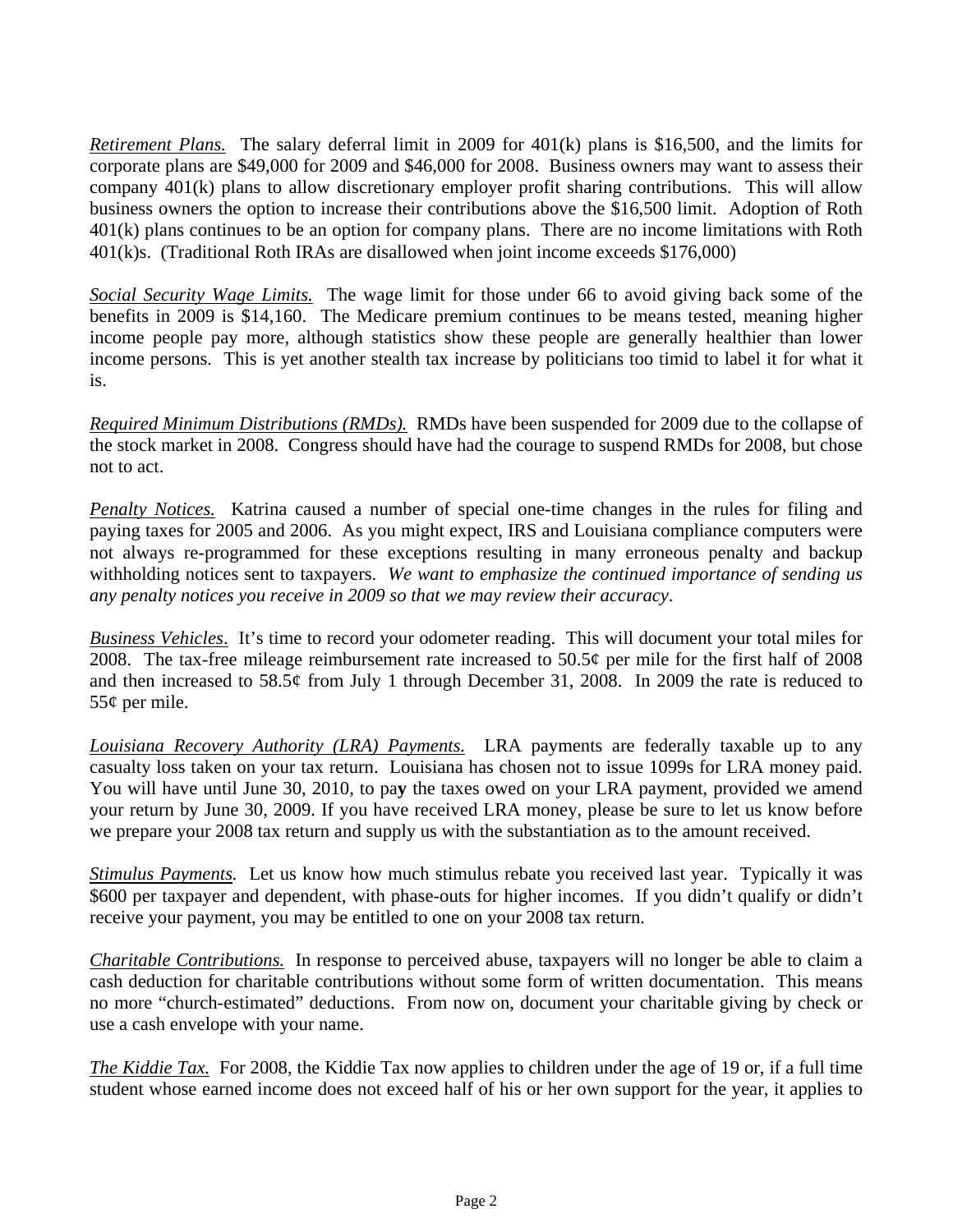*Retirement Plans.* The salary deferral limit in 2009 for 401(k) plans is $16,500, and the limits for corporate plans are $49,000 for 2009 and $46,000 for 2008. Business owners may want to assess their company 401(k) plans to allow discretionary employer profit sharing contributions. This will allow business owners the option to increase their contributions above the $16,500 limit. Adoption of Roth 401(k) plans continues to be an option for company plans. There are no income limitations with Roth 401(k)s. (Traditional Roth IRAs are disallowed when joint income exceeds $176,000)

*Social Security Wage Limits.* The wage limit for those under 66 to avoid giving back some of the benefits in 2009 is $14,160. The Medicare premium continues to be means tested, meaning higher income people pay more, although statistics show these people are generally healthier than lower income persons. This is yet another stealth tax increase by politicians too timid to label it for what it is.

*Required Minimum Distributions (RMDs).* RMDs have been suspended for 2009 due to the collapse of the stock market in 2008. Congress should have had the courage to suspend RMDs for 2008, but chose not to act.

*Penalty Notices.* Katrina caused a number of special one-time changes in the rules for filing and paying taxes for 2005 and 2006. As you might expect, IRS and Louisiana compliance computers were not always re-programmed for these exceptions resulting in many erroneous penalty and backup withholding notices sent to taxpayers. *We want to emphasize the continued importance of sending us any penalty notices you receive in 2009 so that we may review their accuracy*.

*Business Vehicles*. It's time to record your odometer reading. This will document your total miles for 2008. The tax-free mileage reimbursement rate increased to 50.5¢ per mile for the first half of 2008 and then increased to 58.5¢ from July 1 through December 31, 2008. In 2009 the rate is reduced to 55¢ per mile.

*Louisiana Recovery Authority (LRA) Payments.* LRA payments are federally taxable up to any casualty loss taken on your tax return. Louisiana has chosen not to issue 1099s for LRA money paid. You will have until June 30, 2010, to pay the taxes owed on your LRA payment, provided we amend your return by June 30, 2009. If you have received LRA money, please be sure to let us know before we prepare your 2008 tax return and supply us with the substantiation as to the amount received.

*Stimulus Payments.* Let us know how much stimulus rebate you received last year. Typically it was $600 per taxpayer and dependent, with phase-outs for higher incomes. If you didn't qualify or didn't receive your payment, you may be entitled to one on your 2008 tax return.

*Charitable Contributions.* In response to perceived abuse, taxpayers will no longer be able to claim a cash deduction for charitable contributions without some form of written documentation. This means no more "church-estimated" deductions. From now on, document your charitable giving by check or use a cash envelope with your name.

*The Kiddie Tax.* For 2008, the Kiddie Tax now applies to children under the age of 19 or, if a full time student whose earned income does not exceed half of his or her own support for the year, it applies to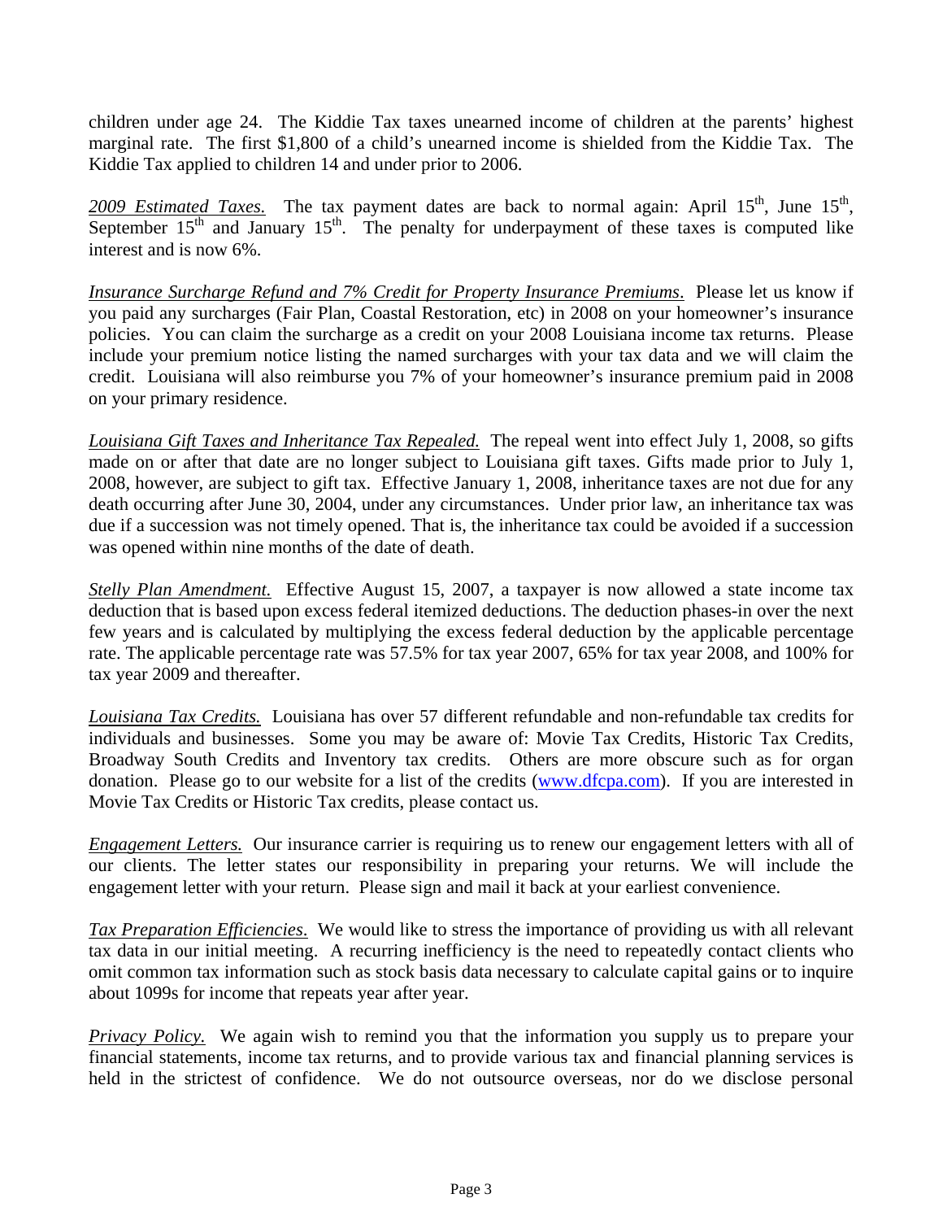children under age 24. The Kiddie Tax taxes unearned income of children at the parents' highest marginal rate. The first $1,800 of a child's unearned income is shielded from the Kiddie Tax. The Kiddie Tax applied to children 14 and under prior to 2006.

*2009 Estimated Taxes.* The tax payment dates are back to normal again: April 15th, June 15th, September 15th and January 15th. The penalty for underpayment of these taxes is computed like interest and is now 6%.

*Insurance Surcharge Refund and 7% Credit for Property Insurance Premiums.* Please let us know if you paid any surcharges (Fair Plan, Coastal Restoration, etc) in 2008 on your homeowner's insurance policies. You can claim the surcharge as a credit on your 2008 Louisiana income tax returns. Please include your premium notice listing the named surcharges with your tax data and we will claim the credit. Louisiana will also reimburse you 7% of your homeowner's insurance premium paid in 2008 on your primary residence.

*Louisiana Gift Taxes and Inheritance Tax Repealed.* The repeal went into effect July 1, 2008, so gifts made on or after that date are no longer subject to Louisiana gift taxes. Gifts made prior to July 1, 2008, however, are subject to gift tax. Effective January 1, 2008, inheritance taxes are not due for any death occurring after June 30, 2004, under any circumstances. Under prior law, an inheritance tax was due if a succession was not timely opened. That is, the inheritance tax could be avoided if a succession was opened within nine months of the date of death.

*Stelly Plan Amendment.* Effective August 15, 2007, a taxpayer is now allowed a state income tax deduction that is based upon excess federal itemized deductions. The deduction phases-in over the next few years and is calculated by multiplying the excess federal deduction by the applicable percentage rate. The applicable percentage rate was 57.5% for tax year 2007, 65% for tax year 2008, and 100% for tax year 2009 and thereafter.

*Louisiana Tax Credits.* Louisiana has over 57 different refundable and non-refundable tax credits for individuals and businesses. Some you may be aware of: Movie Tax Credits, Historic Tax Credits, Broadway South Credits and Inventory tax credits. Others are more obscure such as for organ donation. Please go to our website for a list of the credits (www.dfcpa.com). If you are interested in Movie Tax Credits or Historic Tax credits, please contact us.

*Engagement Letters.* Our insurance carrier is requiring us to renew our engagement letters with all of our clients. The letter states our responsibility in preparing your returns. We will include the engagement letter with your return. Please sign and mail it back at your earliest convenience.

*Tax Preparation Efficiencies.* We would like to stress the importance of providing us with all relevant tax data in our initial meeting. A recurring inefficiency is the need to repeatedly contact clients who omit common tax information such as stock basis data necessary to calculate capital gains or to inquire about 1099s for income that repeats year after year.

*Privacy Policy.* We again wish to remind you that the information you supply us to prepare your financial statements, income tax returns, and to provide various tax and financial planning services is held in the strictest of confidence. We do not outsource overseas, nor do we disclose personal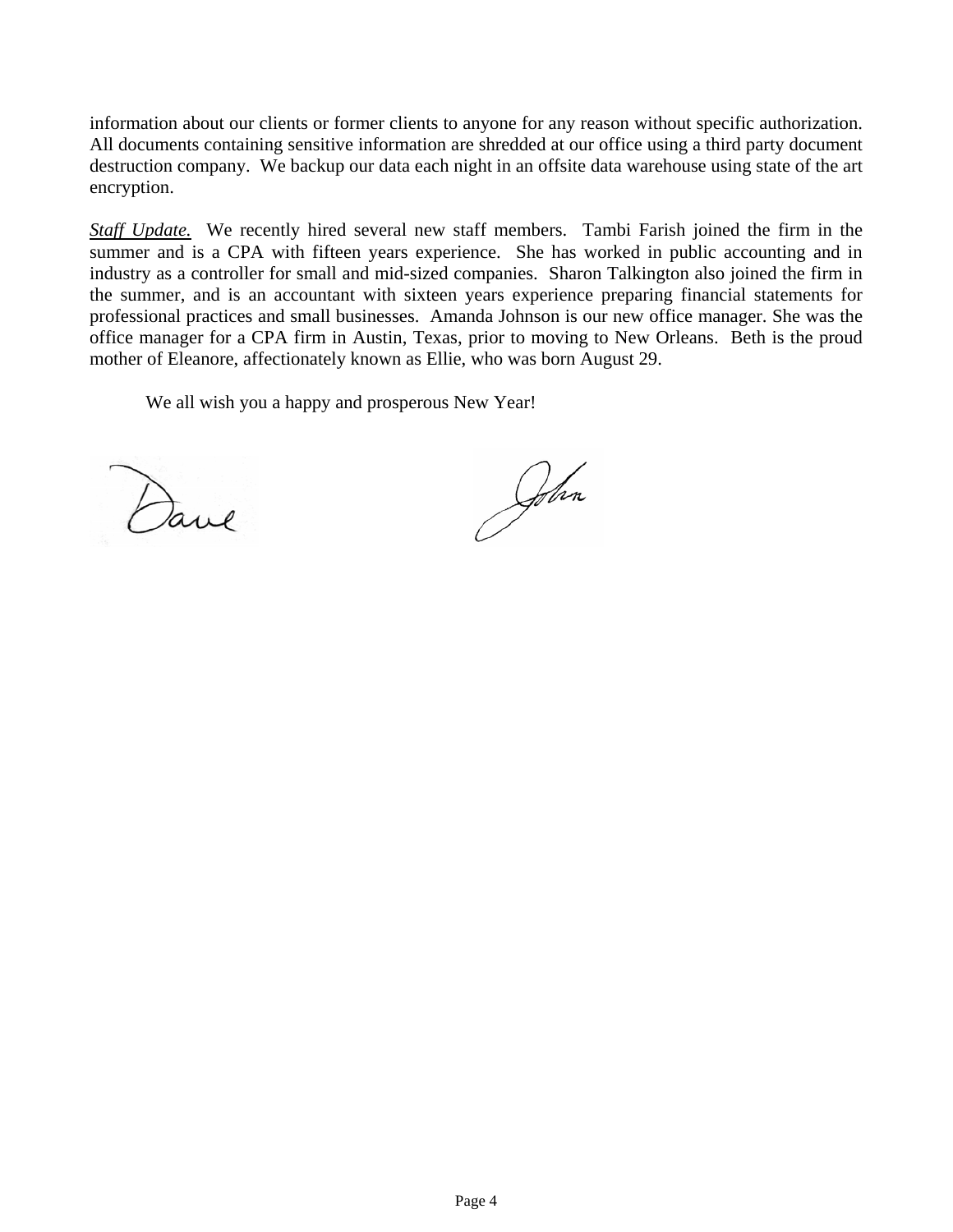information about our clients or former clients to anyone for any reason without specific authorization. All documents containing sensitive information are shredded at our office using a third party document destruction company. We backup our data each night in an offsite data warehouse using state of the art encryption.

***Staff Update.*** We recently hired several new staff members. Tambi Farish joined the firm in the summer and is a CPA with fifteen years experience. She has worked in public accounting and in industry as a controller for small and mid-sized companies. Sharon Talkington also joined the firm in the summer, and is an accountant with sixteen years experience preparing financial statements for professional practices and small businesses. Amanda Johnson is our new office manager. She was the office manager for a CPA firm in Austin, Texas, prior to moving to New Orleans. Beth is the proud mother of Eleanore, affectionately known as Ellie, who was born August 29.

We all wish you a happy and prosperous New Year!

Dave

John